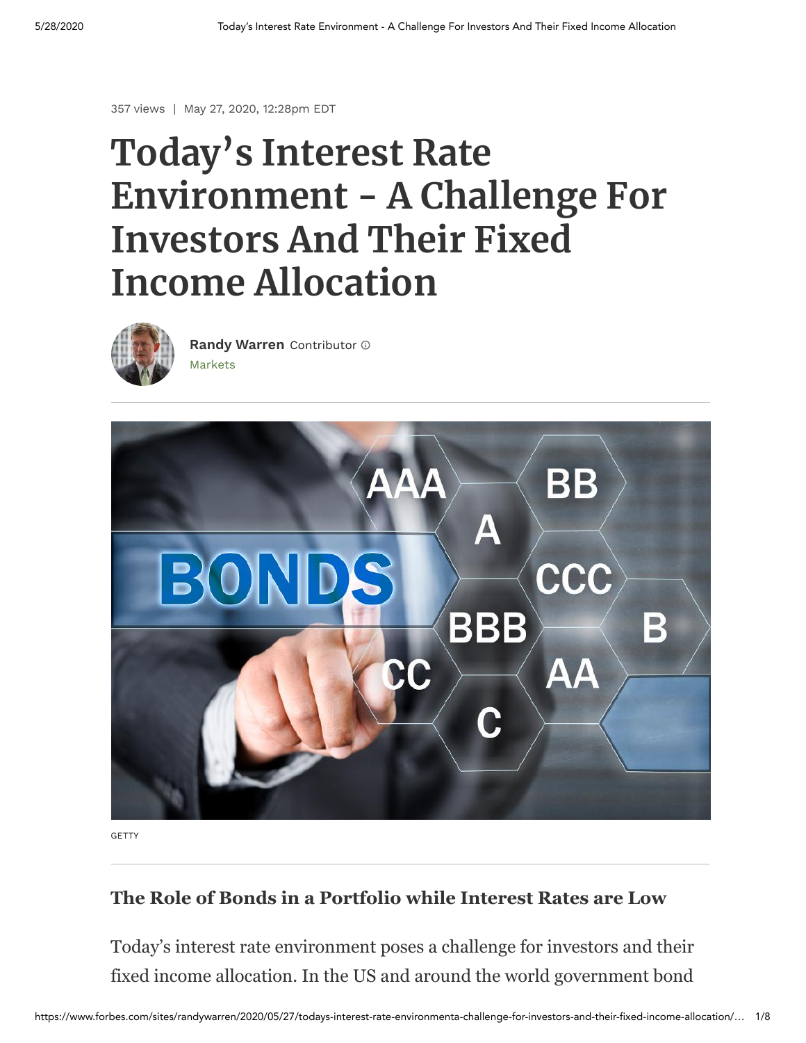357 views | May 27, 2020, 12:28pm EDT

# Today's Interest Rate Environment - A Challenge For Investors And Their Fixed Income Allocation

**Randy Warren** Contributor
Markets

GETTY

### The Role of Bonds in a Portfolio while Interest Rates are Low

Today's interest rate environment poses a challenge for investors and their fixed income allocation. In the US and around the world government bond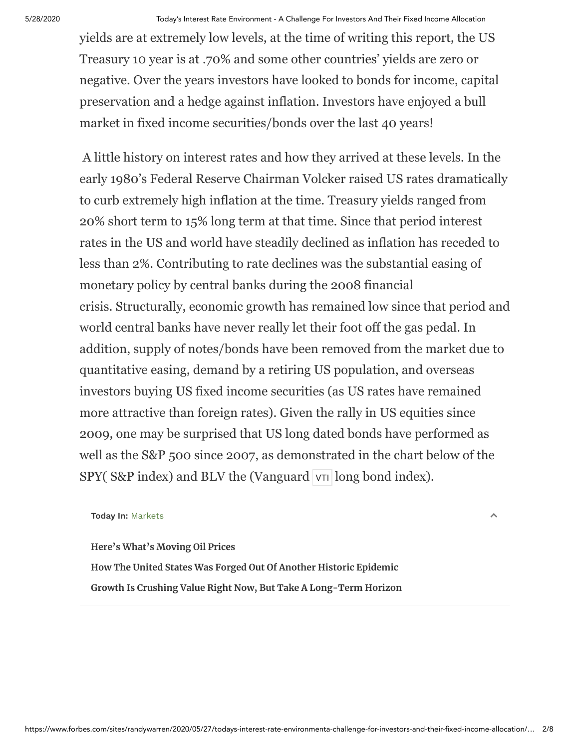yields are at extremely low levels, at the time of writing this report, the US Treasury 10 year is at .70% and some other countries' yields are zero or negative. Over the years investors have looked to bonds for income, capital preservation and a hedge against inflation. Investors have enjoyed a bull market in fixed income securities/bonds over the last 40 years!

A little history on interest rates and how they arrived at these levels. In the early 1980's Federal Reserve Chairman Volcker raised US rates dramatically to curb extremely high inflation at the time. Treasury yields ranged from 20% short term to 15% long term at that time. Since that period interest rates in the US and world have steadily declined as inflation has receded to less than 2%. Contributing to rate declines was the substantial easing of monetary policy by central banks during the 2008 financial crisis. Structurally, economic growth has remained low since that period and world central banks have never really let their foot off the gas pedal. In addition, supply of notes/bonds have been removed from the market due to quantitative easing, demand by a retiring US population, and overseas investors buying US fixed income securities (as US rates have remained more attractive than foreign rates). Given the rally in US equities since 2009, one may be surprised that US long dated bonds have performed as well as the S&P 500 since 2007, as demonstrated in the chart below of the SPY( S&P index) and BLV the (Vanguard VTI long bond index).

**Today In:** Markets

**Here's What's Moving Oil Prices**

**How The United States Was Forged Out Of Another Historic Epidemic**

**Growth Is Crushing Value Right Now, But Take A Long-Term Horizon**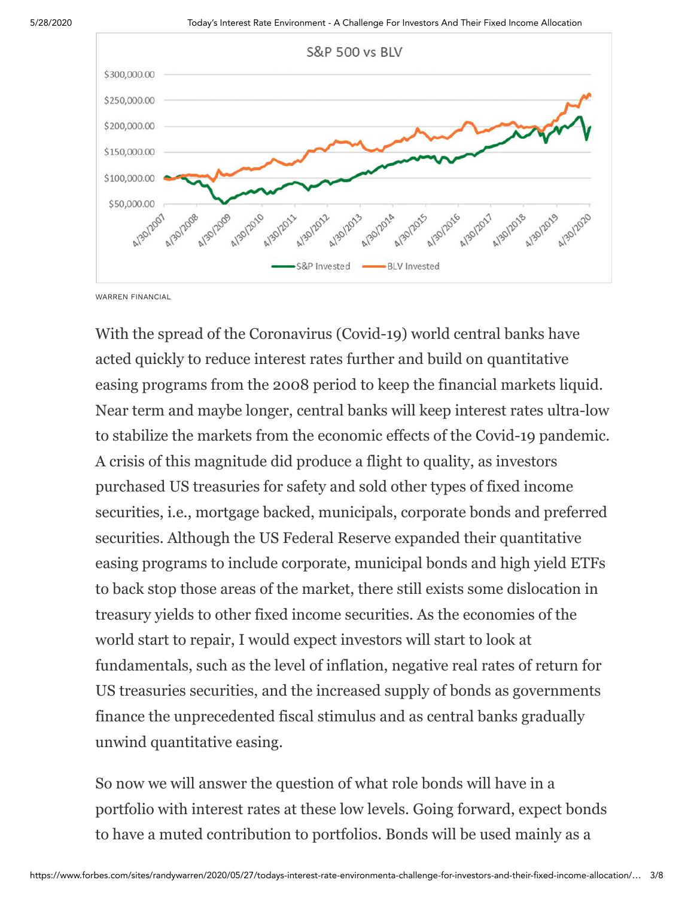WARREN FINANCIAL

With the spread of the Coronavirus (Covid-19) world central banks have acted quickly to reduce interest rates further and build on quantitative easing programs from the 2008 period to keep the financial markets liquid. Near term and maybe longer, central banks will keep interest rates ultra-low to stabilize the markets from the economic effects of the Covid-19 pandemic. A crisis of this magnitude did produce a flight to quality, as investors purchased US treasuries for safety and sold other types of fixed income securities, i.e., mortgage backed, municipals, corporate bonds and preferred securities. Although the US Federal Reserve expanded their quantitative easing programs to include corporate, municipal bonds and high yield ETFs to back stop those areas of the market, there still exists some dislocation in treasury yields to other fixed income securities. As the economies of the world start to repair, I would expect investors will start to look at fundamentals, such as the level of inflation, negative real rates of return for US treasuries securities, and the increased supply of bonds as governments finance the unprecedented fiscal stimulus and as central banks gradually unwind quantitative easing.

So now we will answer the question of what role bonds will have in a portfolio with interest rates at these low levels. Going forward, expect bonds to have a muted contribution to portfolios. Bonds will be used mainly as a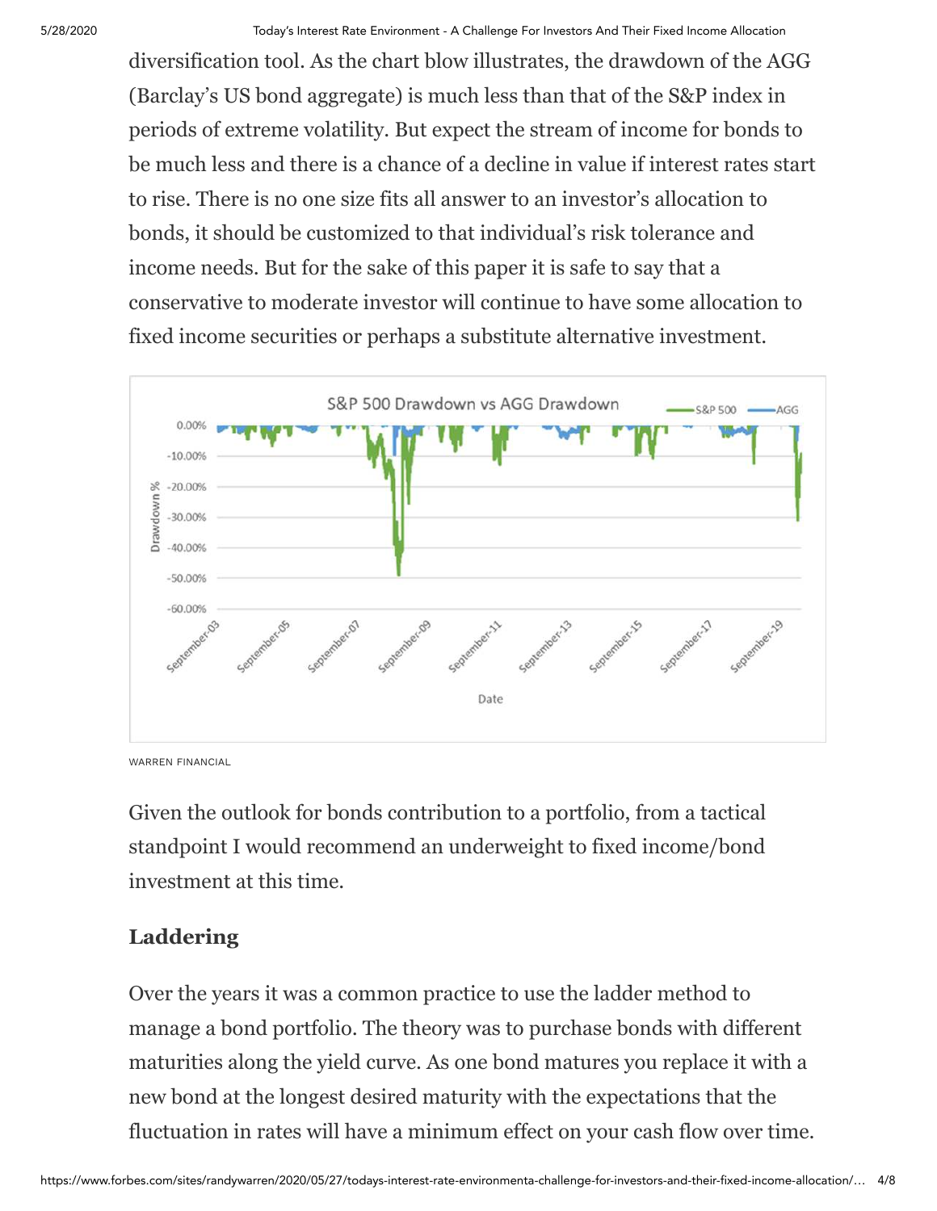diversification tool. As the chart blow illustrates, the drawdown of the AGG (Barclay's US bond aggregate) is much less than that of the S&P index in periods of extreme volatility. But expect the stream of income for bonds to be much less and there is a chance of a decline in value if interest rates start to rise. There is no one size fits all answer to an investor's allocation to bonds, it should be customized to that individual's risk tolerance and income needs. But for the sake of this paper it is safe to say that a conservative to moderate investor will continue to have some allocation to fixed income securities or perhaps a substitute alternative investment.

WARREN FINANCIAL

Given the outlook for bonds contribution to a portfolio, from a tactical standpoint I would recommend an underweight to fixed income/bond investment at this time.

## Laddering

Over the years it was a common practice to use the ladder method to manage a bond portfolio. The theory was to purchase bonds with different maturities along the yield curve. As one bond matures you replace it with a new bond at the longest desired maturity with the expectations that the fluctuation in rates will have a minimum effect on your cash flow over time.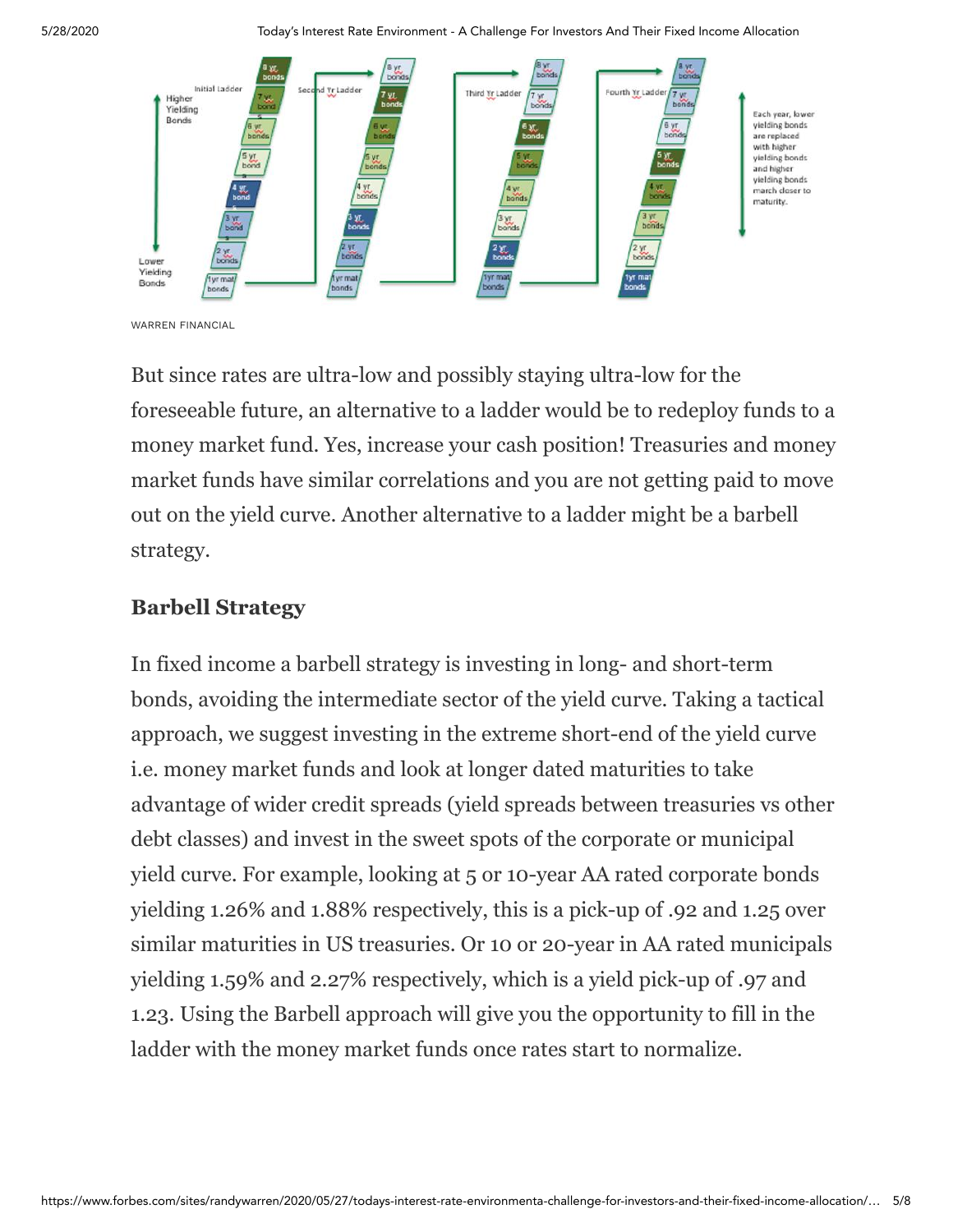WARREN FINANCIAL

But since rates are ultra-low and possibly staying ultra-low for the foreseeable future, an alternative to a ladder would be to redeploy funds to a money market fund. Yes, increase your cash position! Treasuries and money market funds have similar correlations and you are not getting paid to move out on the yield curve. Another alternative to a ladder might be a barbell strategy.

### Barbell Strategy

In fixed income a barbell strategy is investing in long- and short-term bonds, avoiding the intermediate sector of the yield curve. Taking a tactical approach, we suggest investing in the extreme short-end of the yield curve i.e. money market funds and look at longer dated maturities to take advantage of wider credit spreads (yield spreads between treasuries vs other debt classes) and invest in the sweet spots of the corporate or municipal yield curve. For example, looking at 5 or 10-year AA rated corporate bonds yielding 1.26% and 1.88% respectively, this is a pick-up of .92 and 1.25 over similar maturities in US treasuries. Or 10 or 20-year in AA rated municipals yielding 1.59% and 2.27% respectively, which is a yield pick-up of .97 and 1.23. Using the Barbell approach will give you the opportunity to fill in the ladder with the money market funds once rates start to normalize.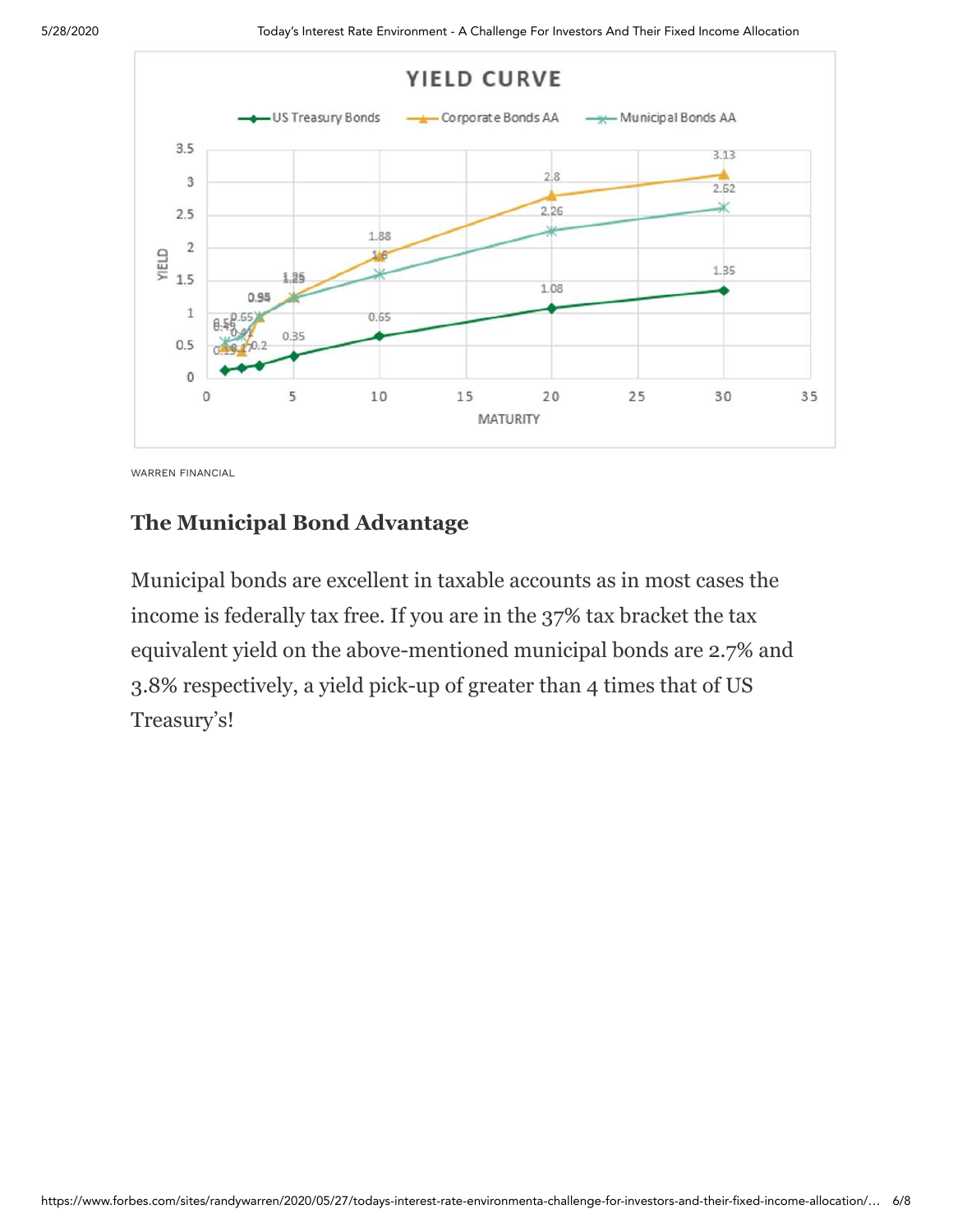WARREN FINANCIAL

## The Municipal Bond Advantage

Municipal bonds are excellent in taxable accounts as in most cases the income is federally tax free. If you are in the 37% tax bracket the tax equivalent yield on the above-mentioned municipal bonds are 2.7% and 3.8% respectively, a yield pick-up of greater than 4 times that of US Treasury's!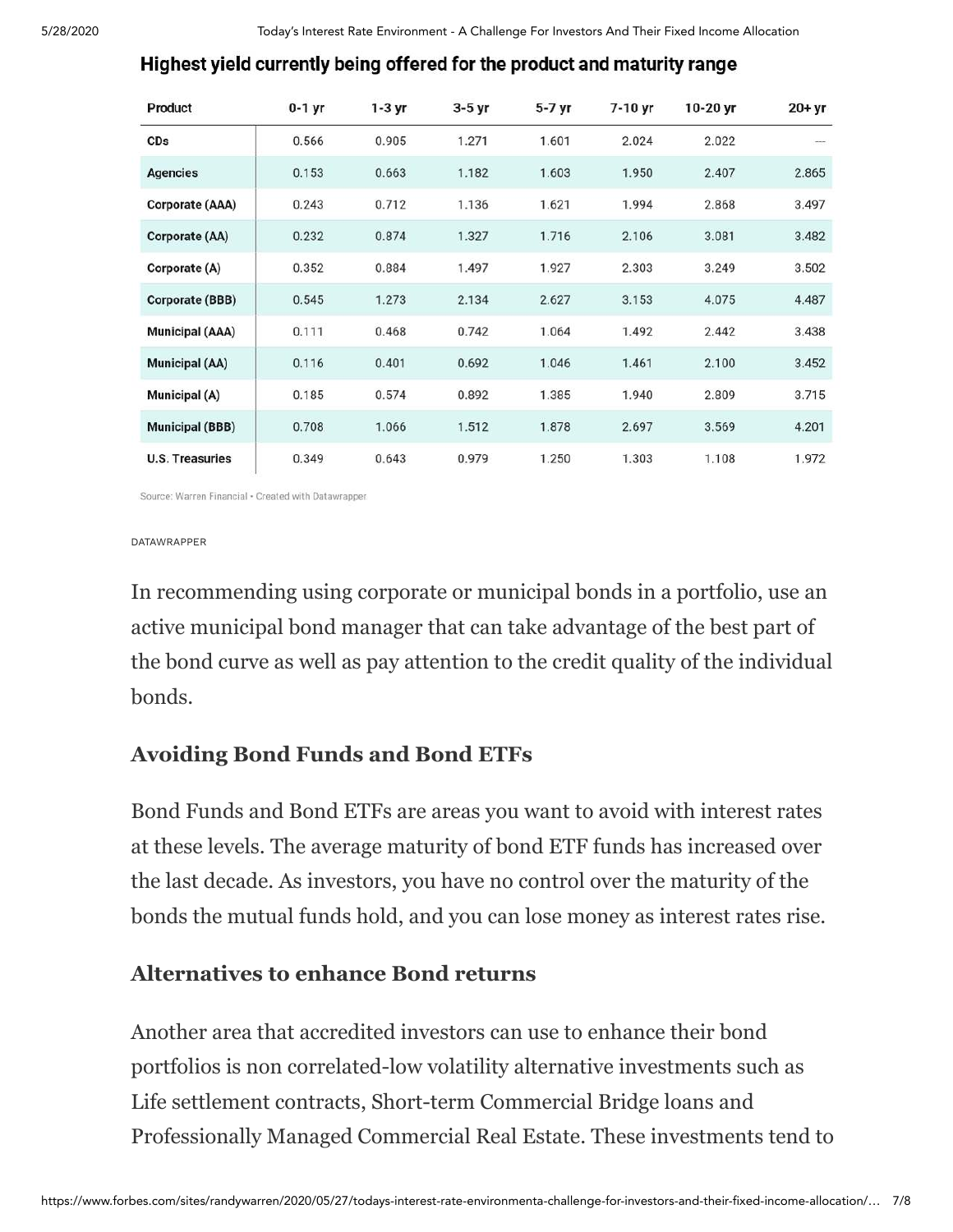**Highest yield currently being offered for the product and maturity range**

| Product | 0-1 yr | 1-3 yr | 3-5 yr | 5-7 yr | 7-10 yr | 10-20 yr | 20+ yr |
|---|---|---|---|---|---|---|---|
| CDs | 0.566 | 0.905 | 1.271 | 1.601 | 2.024 | 2.022 | --- |
| Agencies | 0.153 | 0.663 | 1.182 | 1.603 | 1.950 | 2.407 | 2.865 |
| Corporate (AAA) | 0.243 | 0.712 | 1.136 | 1.621 | 1.994 | 2.868 | 3.497 |
| Corporate (AA) | 0.232 | 0.874 | 1.327 | 1.716 | 2.106 | 3.081 | 3.482 |
| Corporate (A) | 0.352 | 0.884 | 1.497 | 1.927 | 2.303 | 3.249 | 3.502 |
| Corporate (BBB) | 0.545 | 1.273 | 2.134 | 2.627 | 3.153 | 4.075 | 4.487 |
| Municipal (AAA) | 0.111 | 0.468 | 0.742 | 1.064 | 1.492 | 2.442 | 3.438 |
| Municipal (AA) | 0.116 | 0.401 | 0.692 | 1.046 | 1.461 | 2.100 | 3.452 |
| Municipal (A) | 0.185 | 0.574 | 0.892 | 1.385 | 1.940 | 2.809 | 3.715 |
| Municipal (BBB) | 0.708 | 1.066 | 1.512 | 1.878 | 2.697 | 3.569 | 4.201 |
| U.S. Treasuries | 0.349 | 0.643 | 0.979 | 1.250 | 1.303 | 1.108 | 1.972 |

Source: Warren Financial • Created with Datawrapper

DATAWRAPPER

In recommending using corporate or municipal bonds in a portfolio, use an active municipal bond manager that can take advantage of the best part of the bond curve as well as pay attention to the credit quality of the individual bonds.

### Avoiding Bond Funds and Bond ETFs

Bond Funds and Bond ETFs are areas you want to avoid with interest rates at these levels. The average maturity of bond ETF funds has increased over the last decade. As investors, you have no control over the maturity of the bonds the mutual funds hold, and you can lose money as interest rates rise.

### Alternatives to enhance Bond returns

Another area that accredited investors can use to enhance their bond portfolios is non correlated-low volatility alternative investments such as Life settlement contracts, Short-term Commercial Bridge loans and Professionally Managed Commercial Real Estate. These investments tend to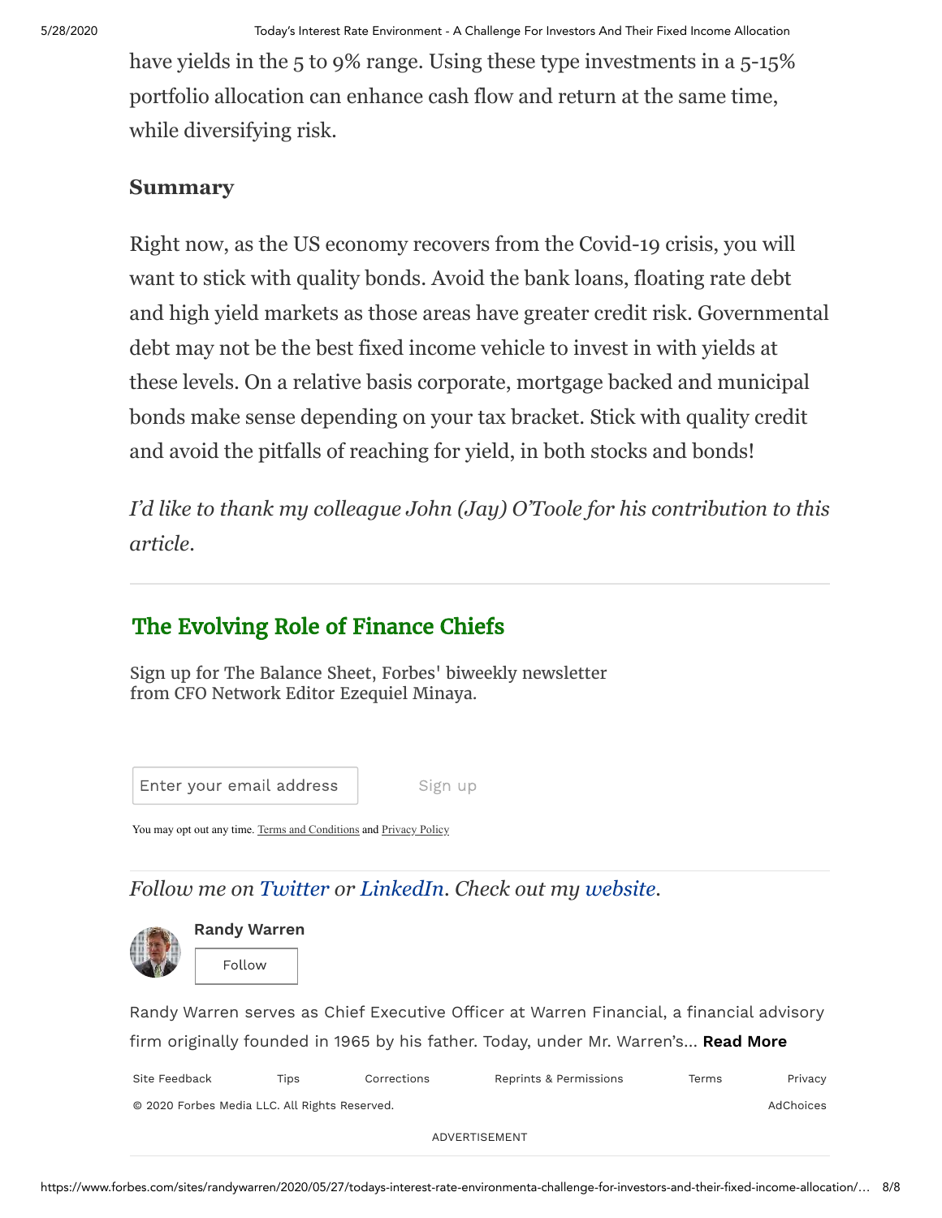have yields in the 5 to 9% range. Using these type investments in a 5-15% portfolio allocation can enhance cash flow and return at the same time, while diversifying risk.

## Summary

Right now, as the US economy recovers from the Covid-19 crisis, you will want to stick with quality bonds. Avoid the bank loans, floating rate debt and high yield markets as those areas have greater credit risk. Governmental debt may not be the best fixed income vehicle to invest in with yields at these levels. On a relative basis corporate, mortgage backed and municipal bonds make sense depending on your tax bracket. Stick with quality credit and avoid the pitfalls of reaching for yield, in both stocks and bonds!

*I'd like to thank my colleague John (Jay) O'Toole for his contribution to this article.*

---

## The Evolving Role of Finance Chiefs

Sign up for The Balance Sheet, Forbes' biweekly newsletter from CFO Network Editor Ezequiel Minaya.

Enter your email address    Sign up

You may opt out any time. Terms and Conditions and Privacy Policy

---

*Follow me on Twitter or LinkedIn. Check out my website.*

**Randy Warren**

Follow

Randy Warren serves as Chief Executive Officer at Warren Financial, a financial advisory firm originally founded in 1965 by his father. Today, under Mr. Warren's... **Read More**

Site Feedback    Tips    Corrections    Reprints & Permissions    Terms    Privacy

© 2020 Forbes Media LLC. All Rights Reserved.    AdChoices

ADVERTISEMENT